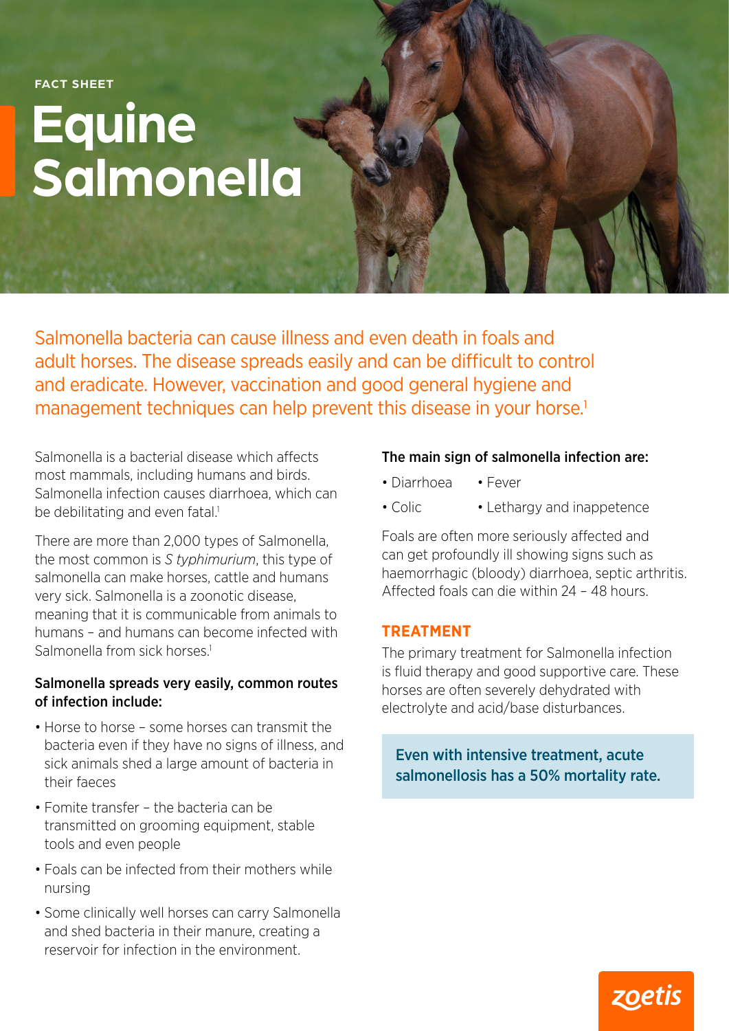FACT SHEET

# Equine Salmonella

Salmonella bacteria can cause illness and even death in foals and adult horses. The disease spreads easily and can be difficult to control and eradicate. However, vaccination and good general hygiene and management techniques can help prevent this disease in your horse.[1]

Salmonella is a bacterial disease which affects most mammals, including humans and birds. Salmonella infection causes diarrhoea, which can be debilitating and even fatal.[1]

There are more than 2,000 types of Salmonella, the most common is *S typhimurium*, this type of salmonella can make horses, cattle and humans very sick. Salmonella is a zoonotic disease, meaning that it is communicable from animals to humans – and humans can become infected with Salmonella from sick horses.[1]

**Salmonella spreads very easily, common routes of infection include:**

- Horse to horse – some horses can transmit the bacteria even if they have no signs of illness, and sick animals shed a large amount of bacteria in their faeces
- Fomite transfer – the bacteria can be transmitted on grooming equipment, stable tools and even people
- Foals can be infected from their mothers while nursing
- Some clinically well horses can carry Salmonella and shed bacteria in their manure, creating a reservoir for infection in the environment.

**The main sign of salmonella infection are:**

- Diarrhoea
- Fever
- Colic
- Lethargy and inappetence

Foals are often more seriously affected and can get profoundly ill showing signs such as haemorrhagic (bloody) diarrhoea, septic arthritis. Affected foals can die within 24 – 48 hours.

## TREATMENT

The primary treatment for Salmonella infection is fluid therapy and good supportive care. These horses are often severely dehydrated with electrolyte and acid/base disturbances.

**Even with intensive treatment, acute salmonellosis has a 50% mortality rate.**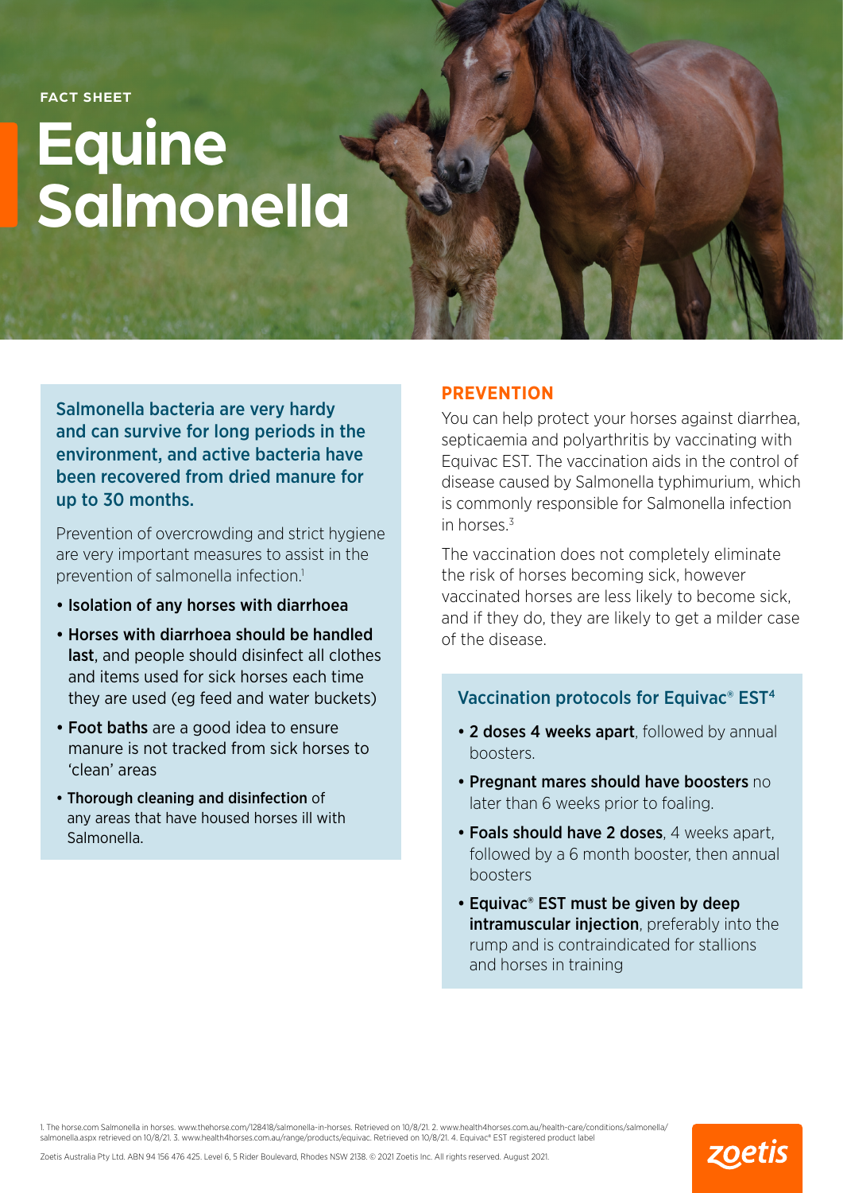FACT SHEET

# Equine Salmonella

**Salmonella bacteria are very hardy and can survive for long periods in the environment, and active bacteria have been recovered from dried manure for up to 30 months.**

Prevention of overcrowding and strict hygiene are very important measures to assist in the prevention of salmonella infection.[1]

- **Isolation of any horses with diarrhoea**
- **Horses with diarrhoea should be handled last**, and people should disinfect all clothes and items used for sick horses each time they are used (eg feed and water buckets)
- **Foot baths** are a good idea to ensure manure is not tracked from sick horses to 'clean' areas
- **Thorough cleaning and disinfection** of any areas that have housed horses ill with Salmonella.

## PREVENTION

You can help protect your horses against diarrhea, septicaemia and polyarthritis by vaccinating with Equivac EST. The vaccination aids in the control of disease caused by Salmonella typhimurium, which is commonly responsible for Salmonella infection in horses.[3]

The vaccination does not completely eliminate the risk of horses becoming sick, however vaccinated horses are less likely to become sick, and if they do, they are likely to get a milder case of the disease.

### Vaccination protocols for Equivac® EST[4]

- **2 doses 4 weeks apart**, followed by annual boosters.
- **Pregnant mares should have boosters** no later than 6 weeks prior to foaling.
- **Foals should have 2 doses**, 4 weeks apart, followed by a 6 month booster, then annual boosters
- **Equivac® EST must be given by deep intramuscular injection**, preferably into the rump and is contraindicated for stallions and horses in training

1. The horse.com Salmonella in horses. www.thehorse.com/128418/salmonella-in-horses. Retrieved on 10/8/21. 2. www.health4horses.com.au/health-care/conditions/salmonella/salmonella.aspx retrieved on 10/8/21. 3. www.health4horses.com.au/range/products/equivac. Retrieved on 10/8/21. 4. Equivac® EST registered product label

Zoetis Australia Pty Ltd. ABN 94 156 476 425. Level 6, 5 Rider Boulevard, Rhodes NSW 2138. © 2021 Zoetis Inc. All rights reserved. August 2021.

zoetis